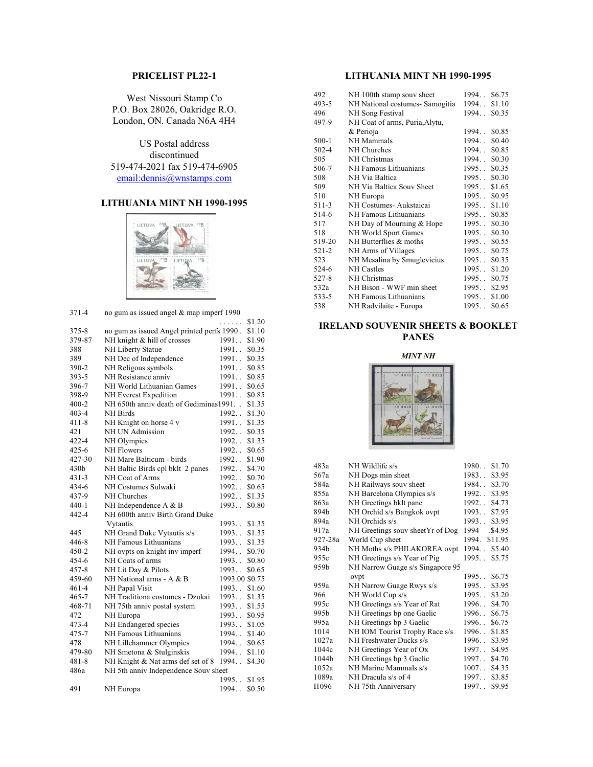## PRICELIST PL22-1

West Nissouri Stamp Co
P.O. Box 28026, Oakridge R.O.
London, ON. Canada N6A 4H4

US Postal address discontinued
519-474-2021 fax 519-474-6905
email:dennis@wnstamps.com

## LITHUANIA MINT NH 1990-1995

| | | | |
|---|---|---|---|
| 371-4 | no gum as issued angel & map imperf 1990 | | $1.20 |
| 375-8 | no gum as issued Angel printed perfs 1990 | | $1.10 |
| 379-87 | NH knight & hill of crosses | 1991 | $1.90 |
| 388 | NH Liberty Statue | 1991 | $0.35 |
| 389 | NH Dec of Independence | 1991 | $0.35 |
| 390-2 | NH Religous symbols | 1991 | $0.85 |
| 393-5 | NH Resistance anniv | 1991 | $0.85 |
| 396-7 | NH World Lithuanian Games | 1991 | $0.65 |
| 398-9 | NH Everest Expedition | 1991 | $0.85 |
| 400-2 | NH 650th anniv death of Gediminas | 1991 | $1.35 |
| 403-4 | NH Birds | 1992 | $1.30 |
| 411-8 | NH Knight on horse 4 v | 1991 | $1.35 |
| 421 | NH UN Admission | 1992 | $0.35 |
| 422-4 | NH Olympics | 1992 | $1.35 |
| 425-6 | NH Flowers | 1992 | $0.65 |
| 427-30 | NH Mare Balticum - birds | 1992 | $1.90 |
| 430b | NH Baltic Birds cpl bklt 2 panes | 1992 | $4.70 |
| 431-3 | NH Coat of Arms | 1992 | $0.70 |
| 434-6 | NH Costumes Sulwaki | 1992 | $0.65 |
| 437-9 | NH Churches | 1992 | $1.35 |
| 440-1 | NH Independence A & B | 1993 | $0.80 |
| 442-4 | NH 600th anniv Birth Grand Duke Vytautis | 1993 | $1.35 |
| 445 | NH Grand Duke Vytautis s/s | 1993 | $1.35 |
| 446-8 | NH Famous Lithuanians | 1993 | $1.35 |
| 450-2 | NH ovpts on knight inv imperf | 1994 | $0.70 |
| 454-6 | NH Coats of arms | 1993 | $0.80 |
| 457-8 | NH Lit Day & Pilots | 1993 | $0.65 |
| 459-60 | NH National arms - A & B | 1993.00 | $0.75 |
| 461-4 | NH Papal Visit | 1993 | $1.60 |
| 465-7 | NH Traditiona costumes - Dzukai | 1993 | $1.35 |
| 468-71 | NH 75th anniv postal system | 1993 | $1.55 |
| 472 | NH Europa | 1993 | $0.95 |
| 473-4 | NH Endangered species | 1993 | $1.05 |
| 475-7 | NH Famous Lithuanians | 1994 | $1.40 |
| 478 | NH Lillehammer Olympics | 1994 | $0.65 |
| 479-80 | NH Smetona & Stulginskis | 1994 | $1.10 |
| 481-8 | NH Knight & Nat arms def set of 8 | 1994 | $4.30 |
| 486a | NH 5th anniv Independence Souv sheet | 1995 | $1.95 |
| 491 | NH Europa | 1994 | $0.50 |
| 492 | NH 100th stamp souv sheet | 1994 | $6.75 |
| 493-5 | NH National costumes- Samogitia | 1994 | $1.10 |
| 496 | NH Song Festival | 1994 | $0.35 |
| 497-9 | NH Coat of arms, Puria,Alytu, & Perioja | 1994 | $0.85 |
| 500-1 | NH Mammals | 1994 | $0.40 |
| 502-4 | NH Churches | 1994 | $0.85 |
| 505 | NH Christmas | 1994 | $0.30 |
| 506-7 | NH Famous Lithuanians | 1995 | $0.35 |
| 508 | NH Via Baltica | 1995 | $0.30 |
| 509 | NH Via Baltica Souv Sheet | 1995 | $1.65 |
| 510 | NH Europa | 1995 | $0.95 |
| 511-3 | NH Costumes- Aukstaicai | 1995 | $1.10 |
| 514-6 | NH Famous Lithuanians | 1995 | $0.85 |
| 517 | NH Day of Mourning & Hope | 1995 | $0.30 |
| 518 | NH World Sport Games | 1995 | $0.30 |
| 519-20 | NH Butterflies & moths | 1995 | $0.55 |
| 521-2 | NH Arms of Villages | 1995 | $0.75 |
| 523 | NH Mesalina by Smuglevicius | 1995 | $0.35 |
| 524-6 | NH Castles | 1995 | $1.20 |
| 527-8 | NH Christmas | 1995 | $0.75 |
| 532a | NH Bison - WWF min sheet | 1995 | $2.95 |
| 533-5 | NH Famous Lithuanians | 1995 | $1.00 |
| 538 | NH Radvilaite - Europa | 1995 | $0.65 |

## IRELAND SOUVENIR SHEETS & BOOKLET PANES

***MINT NH***

| | | | |
|---|---|---|---|
| 483a | NH Wildlife s/s | 1980 | $1.70 |
| 567a | NH Dogs min sheet | 1983 | $3.95 |
| 584a | NH Railways souv sheet | 1984 | $3.70 |
| 855a | NH Barcelona Olympics s/s | 1992 | $3.95 |
| 863a | NH Greetings bklt pane | 1992 | $4.73 |
| 894b | NH Orchid s/s Bangkok ovpt | 1993 | $7.95 |
| 894a | NH Orchids s/s | 1993 | $3.95 |
| 917a | NH Greetings souv sheetYr of Dog | 1994 | $4.95 |
| 927-28a | World Cup sheet | 1994. | $11.95 |
| 934b | NH Moths s/s PHILAKOREA ovpt | 1994 | $5.40 |
| 955c | NH Greetings s/s Year of Pig | 1995 | $5.75 |
| 959b | NH Narrow Guage s/s Singapore 95 ovpt | 1995 | $6.75 |
| 959a | NH Narrow Guage Rwys s/s | 1995 | $3.95 |
| 966 | NH World Cup s/s | 1995 | $3.20 |
| 995c | NH Greetings s/s Year of Rat | 1996 | $4.70 |
| 995b | NH Greetings bp one Gaelic | 1996 | $6.75 |
| 995a | NH Greetings bp 3 Gaelic | 1996 | $6.75 |
| 1014 | NH IOM Tourist Trophy Race s/s | 1996 | $1.85 |
| 1027a | NH Freshwater Ducks s/s | 1996 | $3.95 |
| 1044c | NH Greetings Year of Ox | 1997 | $4.95 |
| 1044b | NH Greetings bp 3 Gaelic | 1997 | $4.70 |
| 1052a | NH Marine Mammals s/s | 1007 | $4.35 |
| 1089a | NH Dracula s/s of 4 | 1997 | $3.85 |
| I1096 | NH 75th Anniversary | 1997 | $9.95 |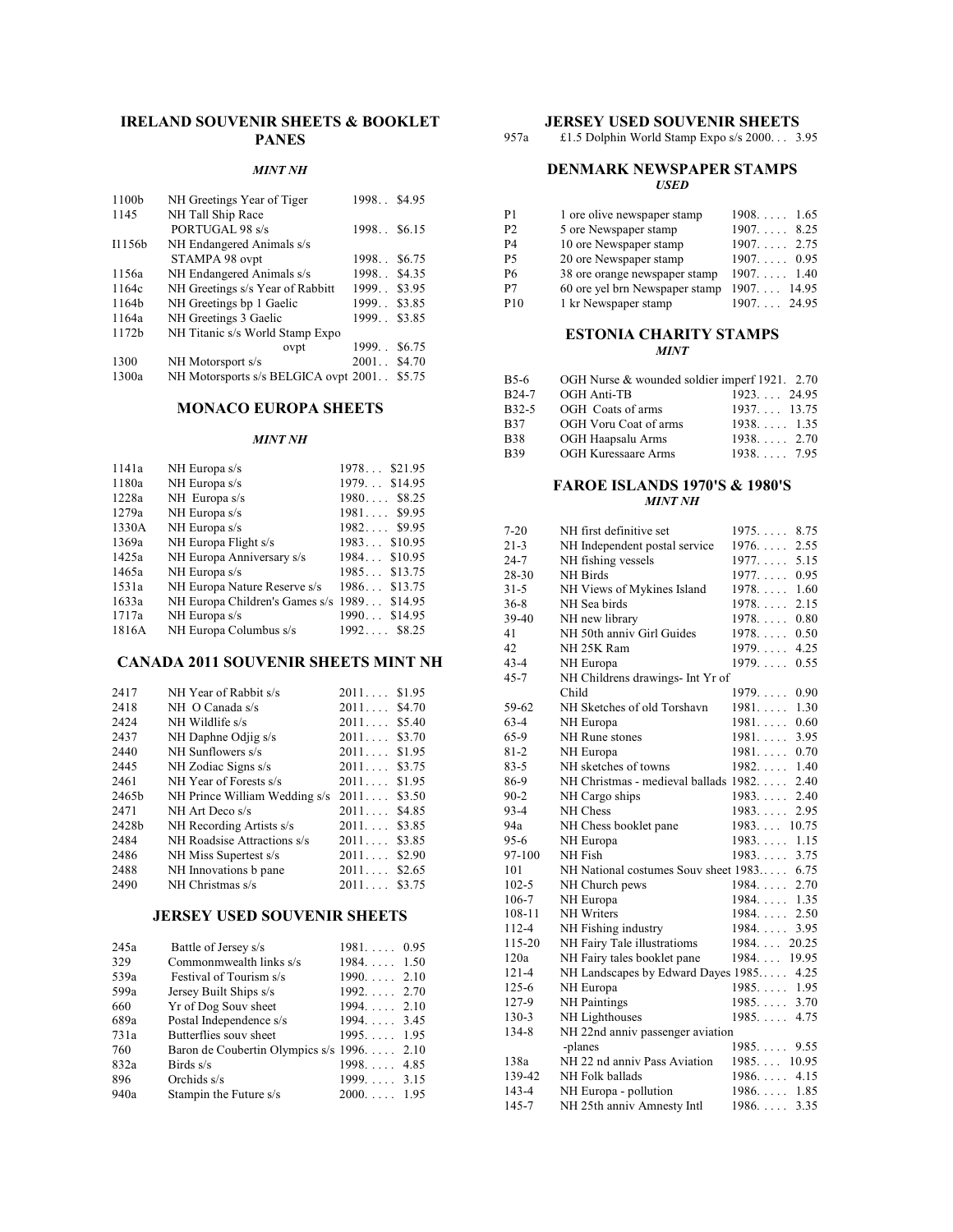## IRELAND SOUVENIR SHEETS & BOOKLET PANES

*MINT NH*

| | | | |
|---|---|---|---|
| 1100b | NH Greetings Year of Tiger | 1998.. | $4.95 |
| 1145 | NH Tall Ship Race PORTUGAL 98 s/s | 1998.. | $6.15 |
| I1156b | NH Endangered Animals s/s STAMPA 98 ovpt | 1998.. | $6.75 |
| 1156a | NH Endangered Animals s/s | 1998.. | $4.35 |
| 1164c | NH Greetings s/s Year of Rabbitt | 1999.. | $3.95 |
| 1164b | NH Greetings bp 1 Gaelic | 1999.. | $3.85 |
| 1164a | NH Greetings 3 Gaelic | 1999.. | $3.85 |
| 1172b | NH Titanic s/s World Stamp Expo ovpt | 1999.. | $6.75 |
| 1300 | NH Motorsport s/s | 2001.. | $4.70 |
| 1300a | NH Motorsports s/s BELGICA ovpt | 2001.. | $5.75 |

## MONACO EUROPA SHEETS

*MINT NH*

| | | | |
|---|---|---|---|
| 1141a | NH Europa s/s | 1978... | $21.95 |
| 1180a | NH Europa s/s | 1979... | $14.95 |
| 1228a | NH Europa s/s | 1980.... | $8.25 |
| 1279a | NH Europa s/s | 1981.... | $9.95 |
| 1330A | NH Europa s/s | 1982.... | $9.95 |
| 1369a | NH Europa Flight s/s | 1983... | $10.95 |
| 1425a | NH Europa Anniversary s/s | 1984... | $10.95 |
| 1465a | NH Europa s/s | 1985... | $13.75 |
| 1531a | NH Europa Nature Reserve s/s | 1986... | $13.75 |
| 1633a | NH Europa Children's Games s/s | 1989... | $14.95 |
| 1717a | NH Europa s/s | 1990... | $14.95 |
| 1816A | NH Europa Columbus s/s | 1992.... | $8.25 |

## CANADA 2011 SOUVENIR SHEETS MINT NH

| | | | |
|---|---|---|---|
| 2417 | NH Year of Rabbit s/s | 2011.... | $1.95 |
| 2418 | NH O Canada s/s | 2011.... | $4.70 |
| 2424 | NH Wildlife s/s | 2011.... | $5.40 |
| 2437 | NH Daphne Odjig s/s | 2011.... | $3.70 |
| 2440 | NH Sunflowers s/s | 2011.... | $1.95 |
| 2445 | NH Zodiac Signs s/s | 2011.... | $3.75 |
| 2461 | NH Year of Forests s/s | 2011.... | $1.95 |
| 2465b | NH Prince William Wedding s/s | 2011.... | $3.50 |
| 2471 | NH Art Deco s/s | 2011.... | $4.85 |
| 2428b | NH Recording Artists s/s | 2011.... | $3.85 |
| 2484 | NH Roadsise Attractions s/s | 2011.... | $3.85 |
| 2486 | NH Miss Supertest s/s | 2011.... | $2.90 |
| 2488 | NH Innovations b pane | 2011.... | $2.65 |
| 2490 | NH Christmas s/s | 2011.... | $3.75 |

## JERSEY USED SOUVENIR SHEETS

| | | | |
|---|---|---|---|
| 245a | Battle of Jersey s/s | 1981..... | 0.95 |
| 329 | Commonmwealth links s/s | 1984..... | 1.50 |
| 539a | Festival of Tourism s/s | 1990..... | 2.10 |
| 599a | Jersey Built Ships s/s | 1992..... | 2.70 |
| 660 | Yr of Dog Souv sheet | 1994..... | 2.10 |
| 689a | Postal Independence s/s | 1994..... | 3.45 |
| 731a | Butterflies souv sheet | 1995..... | 1.95 |
| 760 | Baron de Coubertin Olympics s/s | 1996..... | 2.10 |
| 832a | Birds s/s | 1998..... | 4.85 |
| 896 | Orchids s/s | 1999..... | 3.15 |
| 940a | Stampin the Future s/s | 2000..... | 1.95 |

## JERSEY USED SOUVENIR SHEETS

| | | | |
|---|---|---|---|
| 957a | £1.5 Dolphin World Stamp Expo s/s | 2000... | 3.95 |

## DENMARK NEWSPAPER STAMPS

*USED*

| | | | |
|---|---|---|---|
| P1 | 1 ore olive newspaper stamp | 1908..... | 1.65 |
| P2 | 5 ore Newspaper stamp | 1907..... | 8.25 |
| P4 | 10 ore Newspaper stamp | 1907..... | 2.75 |
| P5 | 20 ore Newspaper stamp | 1907..... | 0.95 |
| P6 | 38 ore orange newspaper stamp | 1907..... | 1.40 |
| P7 | 60 ore yel brn Newspaper stamp | 1907.... | 14.95 |
| P10 | 1 kr Newspaper stamp | 1907.... | 24.95 |

## ESTONIA CHARITY STAMPS

*MINT*

| | | | |
|---|---|---|---|
| B5-6 | OGH Nurse & wounded soldier imperf | 1921. | 2.70 |
| B24-7 | OGH Anti-TB | 1923.... | 24.95 |
| B32-5 | OGH Coats of arms | 1937.... | 13.75 |
| B37 | OGH Voru Coat of arms | 1938..... | 1.35 |
| B38 | OGH Haapsalu Arms | 1938..... | 2.70 |
| B39 | OGH Kuressaare Arms | 1938..... | 7.95 |

## FAROE ISLANDS 1970'S & 1980'S

*MINT NH*

| | | | |
|---|---|---|---|
| 7-20 | NH first definitive set | 1975..... | 8.75 |
| 21-3 | NH Independent postal service | 1976..... | 2.55 |
| 24-7 | NH fishing vessels | 1977..... | 5.15 |
| 28-30 | NH Birds | 1977..... | 0.95 |
| 31-5 | NH Views of Mykines Island | 1978..... | 1.60 |
| 36-8 | NH Sea birds | 1978..... | 2.15 |
| 39-40 | NH new library | 1978..... | 0.80 |
| 41 | NH 50th anniv Girl Guides | 1978..... | 0.50 |
| 42 | NH 25K Ram | 1979..... | 4.25 |
| 43-4 | NH Europa | 1979..... | 0.55 |
| 45-7 | NH Childrens drawings- Int Yr of Child | 1979..... | 0.90 |
| 59-62 | NH Sketches of old Torshavn | 1981..... | 1.30 |
| 63-4 | NH Europa | 1981..... | 0.60 |
| 65-9 | NH Rune stones | 1981..... | 3.95 |
| 81-2 | NH Europa | 1981..... | 0.70 |
| 83-5 | NH sketches of towns | 1982..... | 1.40 |
| 86-9 | NH Christmas - medieval ballads | 1982..... | 2.40 |
| 90-2 | NH Cargo ships | 1983..... | 2.40 |
| 93-4 | NH Chess | 1983..... | 2.95 |
| 94a | NH Chess booklet pane | 1983.... | 10.75 |
| 95-6 | NH Europa | 1983..... | 1.15 |
| 97-100 | NH Fish | 1983..... | 3.75 |
| 101 | NH National costumes Souv sheet | 1983..... | 6.75 |
| 102-5 | NH Church pews | 1984..... | 2.70 |
| 106-7 | NH Europa | 1984..... | 1.35 |
| 108-11 | NH Writers | 1984..... | 2.50 |
| 112-4 | NH Fishing industry | 1984..... | 3.95 |
| 115-20 | NH Fairy Tale illustratioms | 1984.... | 20.25 |
| 120a | NH Fairy tales booklet pane | 1984.... | 19.95 |
| 121-4 | NH Landscapes by Edward Dayes | 1985..... | 4.25 |
| 125-6 | NH Europa | 1985..... | 1.95 |
| 127-9 | NH Paintings | 1985..... | 3.70 |
| 130-3 | NH Lighthouses | 1985..... | 4.75 |
| 134-8 | NH 22nd anniv passenger aviation -planes | 1985..... | 9.55 |
| 138a | NH 22 nd anniv Pass Aviation | 1985.... | 10.95 |
| 139-42 | NH Folk ballads | 1986..... | 4.15 |
| 143-4 | NH Europa - pollution | 1986..... | 1.85 |
| 145-7 | NH 25th anniv Amnesty Intl | 1986..... | 3.35 |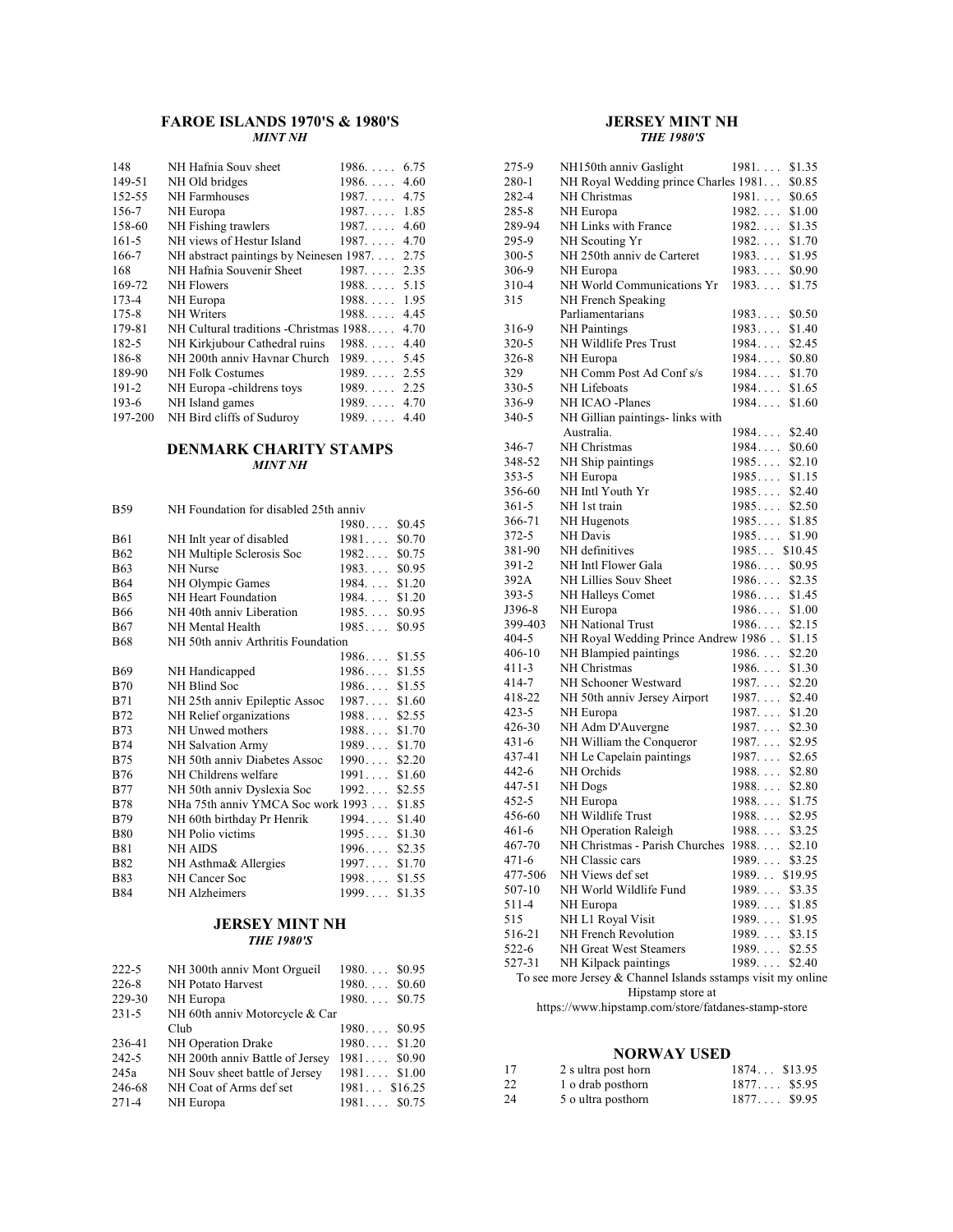## FAROE ISLANDS 1970'S & 1980'S

***MINT NH***

| | | | |
|---|---|---|---|
| 148 | NH Hafnia Souv sheet | 1986. . . . . | 6.75 |
| 149-51 | NH Old bridges | 1986. . . . . | 4.60 |
| 152-55 | NH Farmhouses | 1987. . . . . | 4.75 |
| 156-7 | NH Europa | 1987. . . . . | 1.85 |
| 158-60 | NH Fishing trawlers | 1987. . . . . | 4.60 |
| 161-5 | NH views of Hestur Island | 1987. . . . . | 4.70 |
| 166-7 | NH abstract paintings by Neinesen 1987. . . . | | 2.75 |
| 168 | NH Hafnia Souvenir Sheet | 1987. . . . . | 2.35 |
| 169-72 | NH Flowers | 1988. . . . . | 5.15 |
| 173-4 | NH Europa | 1988. . . . . | 1.95 |
| 175-8 | NH Writers | 1988. . . . . | 4.45 |
| 179-81 | NH Cultural traditions -Christmas 1988. . . . . | | 4.70 |
| 182-5 | NH Kirkjubour Cathedral ruins | 1988. . . . . | 4.40 |
| 186-8 | NH 200th anniv Havnar Church | 1989. . . . . | 5.45 |
| 189-90 | NH Folk Costumes | 1989. . . . . | 2.55 |
| 191-2 | NH Europa -childrens toys | 1989. . . . . | 2.25 |
| 193-6 | NH Island games | 1989. . . . . | 4.70 |
| 197-200 | NH Bird cliffs of Suduroy | 1989. . . . . | 4.40 |

## DENMARK CHARITY STAMPS

***MINT NH***

| | | | |
|---|---|---|---|
| B59 | NH Foundation for disabled 25th anniv | 1980. . . . | $0.45 |
| B61 | NH Inlt year of disabled | 1981. . . . | $0.70 |
| B62 | NH Multiple Sclerosis Soc | 1982. . . . | $0.75 |
| B63 | NH Nurse | 1983. . . . | $0.95 |
| B64 | NH Olympic Games | 1984. . . . | $1.20 |
| B65 | NH Heart Foundation | 1984. . . . | $1.20 |
| B66 | NH 40th anniv Liberation | 1985. . . . | $0.95 |
| B67 | NH Mental Health | 1985. . . . | $0.95 |
| B68 | NH 50th anniv Arthritis Foundation | 1986. . . . | $1.55 |
| B69 | NH Handicapped | 1986. . . . | $1.55 |
| B70 | NH Blind Soc | 1986. . . . | $1.55 |
| B71 | NH 25th anniv Epileptic Assoc | 1987. . . . | $1.60 |
| B72 | NH Relief organizations | 1988. . . . | $2.55 |
| B73 | NH Unwed mothers | 1988. . . . | $1.70 |
| B74 | NH Salvation Army | 1989. . . . | $1.70 |
| B75 | NH 50th anniv Diabetes Assoc | 1990. . . . | $2.20 |
| B76 | NH Childrens welfare | 1991. . . . | $1.60 |
| B77 | NH 50th anniv Dyslexia Soc | 1992. . . . | $2.55 |
| B78 | NHa 75th anniv YMCA Soc work 1993 . . . | | $1.85 |
| B79 | NH 60th birthday Pr Henrik | 1994. . . . | $1.40 |
| B80 | NH Polio victims | 1995. . . . | $1.30 |
| B81 | NH AIDS | 1996. . . . | $2.35 |
| B82 | NH Asthma& Allergies | 1997. . . . | $1.70 |
| B83 | NH Cancer Soc | 1998. . . . | $1.55 |
| B84 | NH Alzheimers | 1999. . . . | $1.35 |

## JERSEY MINT NH

***THE 1980'S***

| | | | |
|---|---|---|---|
| 222-5 | NH 300th anniv Mont Orgueil | 1980. . . . | $0.95 |
| 226-8 | NH Potato Harvest | 1980. . . . | $0.60 |
| 229-30 | NH Europa | 1980. . . . | $0.75 |
| 231-5 | NH 60th anniv Motorcycle & Car Club | 1980. . . . | $0.95 |
| 236-41 | NH Operation Drake | 1980. . . . | $1.20 |
| 242-5 | NH 200th anniv Battle of Jersey | 1981. . . . | $0.90 |
| 245a | NH Souv sheet battle of Jersey | 1981. . . . | $1.00 |
| 246-68 | NH Coat of Arms def set | 1981. . . | $16.25 |
| 271-4 | NH Europa | 1981. . . . | $0.75 |
| 275-9 | NH150th anniv Gaslight | 1981. . . . | $1.35 |
| 280-1 | NH Royal Wedding prince Charles 1981. . . | | $0.85 |
| 282-4 | NH Christmas | 1981. . . . | $0.65 |
| 285-8 | NH Europa | 1982. . . . | $1.00 |
| 289-94 | NH Links with France | 1982. . . . | $1.35 |
| 295-9 | NH Scouting Yr | 1982. . . . | $1.70 |
| 300-5 | NH 250th anniv de Carteret | 1983. . . . | $1.95 |
| 306-9 | NH Europa | 1983. . . . | $0.90 |
| 310-4 | NH World Communications Yr | 1983. . . . | $1.75 |
| 315 | NH French Speaking Parliamentarians | 1983. . . . | $0.50 |
| 316-9 | NH Paintings | 1983. . . . | $1.40 |
| 320-5 | NH Wildlife Pres Trust | 1984. . . . | $2.45 |
| 326-8 | NH Europa | 1984. . . . | $0.80 |
| 329 | NH Comm Post Ad Conf s/s | 1984. . . . | $1.70 |
| 330-5 | NH Lifeboats | 1984. . . . | $1.65 |
| 336-9 | NH ICAO -Planes | 1984. . . . | $1.60 |
| 340-5 | NH Gillian paintings- links with Australia. | 1984. . . . | $2.40 |
| 346-7 | NH Christmas | 1984. . . . | $0.60 |
| 348-52 | NH Ship paintings | 1985. . . . | $2.10 |
| 353-5 | NH Europa | 1985. . . . | $1.15 |
| 356-60 | NH Intl Youth Yr | 1985. . . . | $2.40 |
| 361-5 | NH 1st train | 1985. . . . | $2.50 |
| 366-71 | NH Hugenots | 1985. . . . | $1.85 |
| 372-5 | NH Davis | 1985. . . . | $1.90 |
| 381-90 | NH definitives | 1985. . . | $10.45 |
| 391-2 | NH Intl Flower Gala | 1986. . . . | $0.95 |
| 392A | NH Lillies Souv Sheet | 1986. . . . | $2.35 |
| 393-5 | NH Halleys Comet | 1986. . . . | $1.45 |
| J396-8 | NH Europa | 1986. . . . | $1.00 |
| 399-403 | NH National Trust | 1986. . . . | $2.15 |
| 404-5 | NH Royal Wedding Prince Andrew 1986 . . | | $1.15 |
| 406-10 | NH Blampied paintings | 1986. . . . | $2.20 |
| 411-3 | NH Christmas | 1986. . . . | $1.30 |
| 414-7 | NH Schooner Westward | 1987. . . . | $2.20 |
| 418-22 | NH 50th anniv Jersey Airport | 1987. . . . | $2.40 |
| 423-5 | NH Europa | 1987. . . . | $1.20 |
| 426-30 | NH Adm D'Auvergne | 1987. . . . | $2.30 |
| 431-6 | NH William the Conqueror | 1987. . . . | $2.95 |
| 437-41 | NH Le Capelain paintings | 1987. . . . | $2.65 |
| 442-6 | NH Orchids | 1988. . . . | $2.80 |
| 447-51 | NH Dogs | 1988. . . . | $2.80 |
| 452-5 | NH Europa | 1988. . . . | $1.75 |
| 456-60 | NH Wildlife Trust | 1988. . . . | $2.95 |
| 461-6 | NH Operation Raleigh | 1988. . . . | $3.25 |
| 467-70 | NH Christmas - Parish Churches | 1988. . . . | $2.10 |
| 471-6 | NH Classic cars | 1989. . . . | $3.25 |
| 477-506 | NH Views def set | 1989. . . | $19.95 |
| 507-10 | NH World Wildlife Fund | 1989. . . . | $3.35 |
| 511-4 | NH Europa | 1989. . . . | $1.85 |
| 515 | NH L1 Royal Visit | 1989. . . . | $1.95 |
| 516-21 | NH French Revolution | 1989. . . . | $3.15 |
| 522-6 | NH Great West Steamers | 1989. . . . | $2.55 |
| 527-31 | NH Kilpack paintings | 1989. . . . | $2.40 |

To see more Jersey & Channel Islands sstamps visit my online Hipstamp store at
https://www.hipstamp.com/store/fatdanes-stamp-store

## NORWAY USED

| | | | |
|---|---|---|---|
| 17 | 2 s ultra post horn | 1874. . . | $13.95 |
| 22 | 1 o drab posthorn | 1877. . . . | $5.95 |
| 24 | 5 o ultra posthorn | 1877. . . . | $9.95 |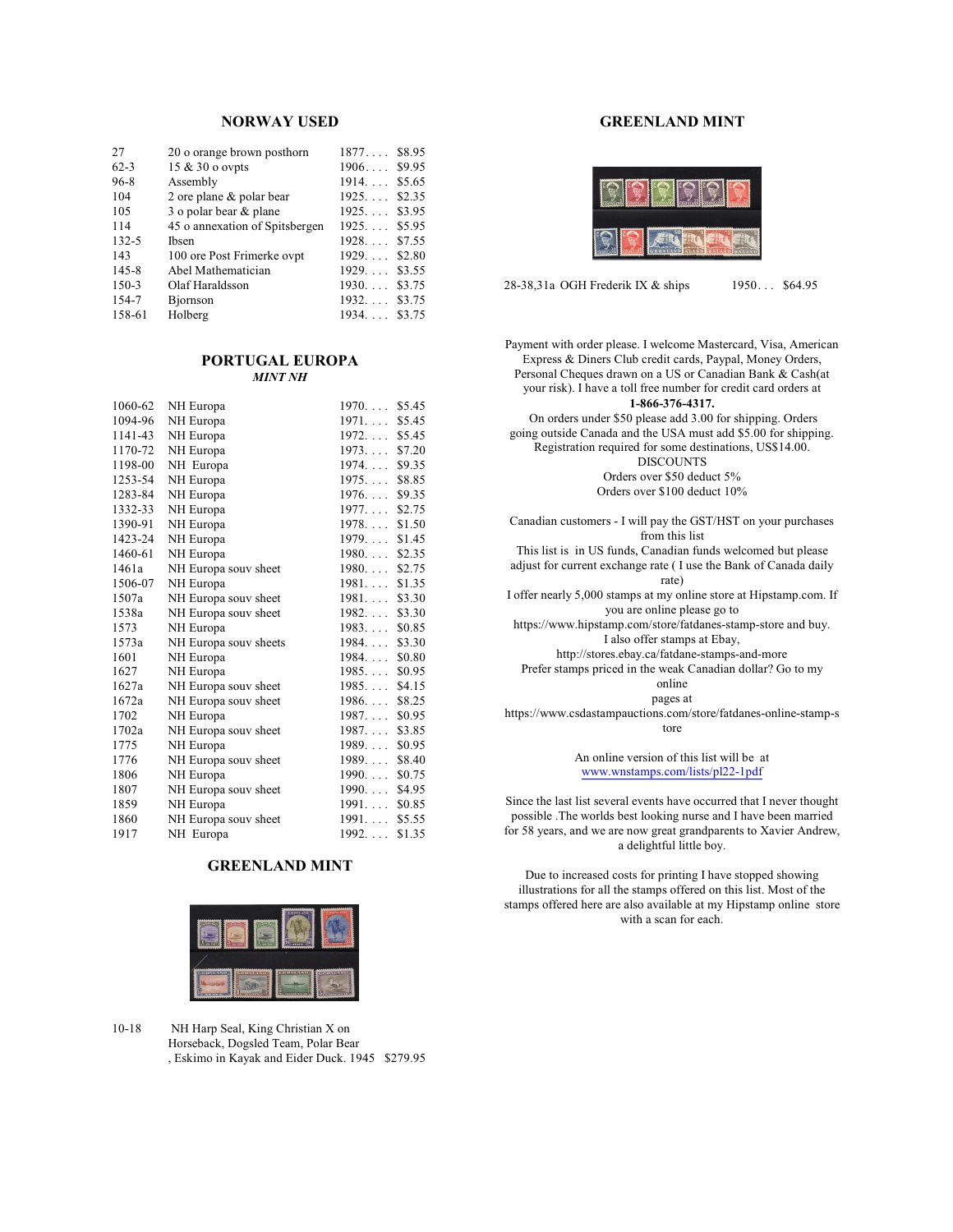## NORWAY USED

| | | | |
|---|---|---|---|
| 27 | 20 o orange brown posthorn | 1877. . . . | $8.95 |
| 62-3 | 15 & 30 o ovpts | 1906. . . . | $9.95 |
| 96-8 | Assembly | 1914. . . . | $5.65 |
| 104 | 2 ore plane & polar bear | 1925. . . . | $2.35 |
| 105 | 3 o polar bear & plane | 1925. . . . | $3.95 |
| 114 | 45 o annexation of Spitsbergen | 1925. . . . | $5.95 |
| 132-5 | Ibsen | 1928. . . . | $7.55 |
| 143 | 100 ore Post Frimerke ovpt | 1929. . . . | $2.80 |
| 145-8 | Abel Mathematician | 1929. . . . | $3.55 |
| 150-3 | Olaf Haraldsson | 1930. . . . | $3.75 |
| 154-7 | Bjornson | 1932. . . . | $3.75 |
| 158-61 | Holberg | 1934. . . . | $3.75 |

## PORTUGAL EUROPA

***MINT NH***

| | | | |
|---|---|---|---|
| 1060-62 | NH Europa | 1970. . . . | $5.45 |
| 1094-96 | NH Europa | 1971. . . . | $5.45 |
| 1141-43 | NH Europa | 1972. . . . | $5.45 |
| 1170-72 | NH Europa | 1973. . . . | $7.20 |
| 1198-00 | NH Europa | 1974. . . . | $9.35 |
| 1253-54 | NH Europa | 1975. . . . | $8.85 |
| 1283-84 | NH Europa | 1976. . . . | $9.35 |
| 1332-33 | NH Europa | 1977. . . . | $2.75 |
| 1390-91 | NH Europa | 1978. . . . | $1.50 |
| 1423-24 | NH Europa | 1979. . . . | $1.45 |
| 1460-61 | NH Europa | 1980. . . . | $2.35 |
| 1461a | NH Europa souv sheet | 1980. . . . | $2.75 |
| 1506-07 | NH Europa | 1981. . . . | $1.35 |
| 1507a | NH Europa souv sheet | 1981. . . . | $3.30 |
| 1538a | NH Europa souv sheet | 1982. . . . | $3.30 |
| 1573 | NH Europa | 1983. . . . | $0.85 |
| 1573a | NH Europa souv sheets | 1984. . . . | $3.30 |
| 1601 | NH Europa | 1984. . . . | $0.80 |
| 1627 | NH Europa | 1985. . . . | $0.95 |
| 1627a | NH Europa souv sheet | 1985. . . . | $4.15 |
| 1672a | NH Europa souv sheet | 1986. . . . | $8.25 |
| 1702 | NH Europa | 1987. . . . | $0.95 |
| 1702a | NH Europa souv sheet | 1987. . . . | $3.85 |
| 1775 | NH Europa | 1989. . . . | $0.95 |
| 1776 | NH Europa souv sheet | 1989. . . . | $8.40 |
| 1806 | NH Europa | 1990. . . . | $0.75 |
| 1807 | NH Europa souv sheet | 1990. . . . | $4.95 |
| 1859 | NH Europa | 1991. . . . | $0.85 |
| 1860 | NH Europa souv sheet | 1991. . . . | $5.55 |
| 1917 | NH Europa | 1992. . . . | $1.35 |

## GREENLAND MINT

10-18 NH Harp Seal, King Christian X on Horseback, Dogsled Team, Polar Bear , Eskimo in Kayak and Eider Duck. 1945 $279.95

## GREENLAND MINT

28-38,31a OGH Frederik IX & ships 1950. . . $64.95

Payment with order please. I welcome Mastercard, Visa, American Express & Diners Club credit cards, Paypal, Money Orders, Personal Cheques drawn on a US or Canadian Bank & Cash(at your risk). I have a toll free number for credit card orders at **1-866-376-4317.**

On orders under $50 please add 3.00 for shipping. Orders going outside Canada and the USA must add $5.00 for shipping. Registration required for some destinations, US$14.00.

DISCOUNTS

Orders over $50 deduct 5%

Orders over $100 deduct 10%

Canadian customers - I will pay the GST/HST on your purchases from this list

This list is in US funds, Canadian funds welcomed but please adjust for current exchange rate ( I use the Bank of Canada daily rate)

I offer nearly 5,000 stamps at my online store at Hipstamp.com. If you are online please go to https://www.hipstamp.com/store/fatdanes-stamp-store and buy. I also offer stamps at Ebay, http://stores.ebay.ca/fatdane-stamps-and-more

Prefer stamps priced in the weak Canadian dollar? Go to my online pages at https://www.csdastampauctions.com/store/fatdanes-online-stamp-store

An online version of this list will be at www.wnstamps.com/lists/pl22-1pdf

Since the last list several events have occurred that I never thought possible .The worlds best looking nurse and I have been married for 58 years, and we are now great grandparents to Xavier Andrew, a delightful little boy.

Due to increased costs for printing I have stopped showing illustrations for all the stamps offered on this list. Most of the stamps offered here are also available at my Hipstamp online store with a scan for each.